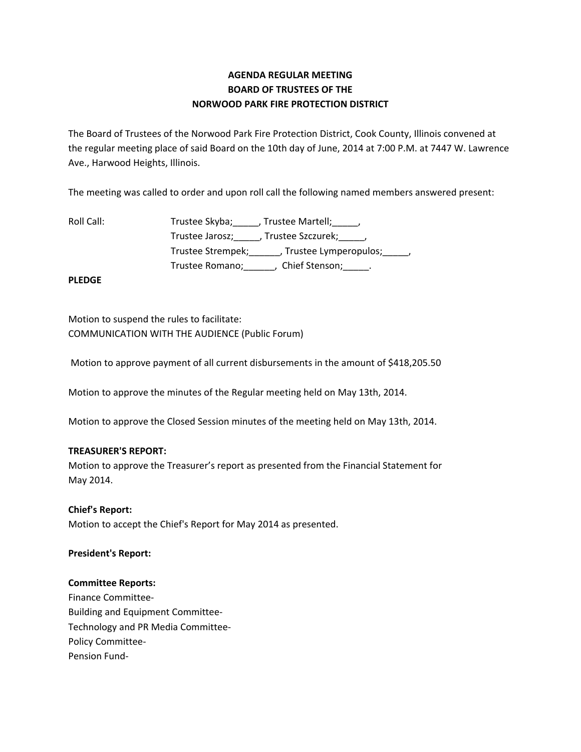**AGENDA REGULAR MEETING**
**BOARD OF TRUSTEES OF THE**
**NORWOOD PARK FIRE PROTECTION DISTRICT**

The Board of Trustees of the Norwood Park Fire Protection District, Cook County, Illinois convened at the regular meeting place of said Board on the 10th day of June, 2014 at 7:00 P.M. at 7447 W. Lawrence Ave., Harwood Heights, Illinois.

The meeting was called to order and upon roll call the following named members answered present:

Roll Call: Trustee Skyba;_____, Trustee Martell;_____,
Trustee Jarosz;_____, Trustee Szczurek;_____,
Trustee Strempek;______, Trustee Lymperopulos;_____,
Trustee Romano;______, Chief Stenson;_____.

**PLEDGE**

Motion to suspend the rules to facilitate:
COMMUNICATION WITH THE AUDIENCE (Public Forum)

Motion to approve payment of all current disbursements in the amount of $418,205.50

Motion to approve the minutes of the Regular meeting held on May 13th, 2014.

Motion to approve the Closed Session minutes of the meeting held on May 13th, 2014.

**TREASURER'S REPORT:**
Motion to approve the Treasurer's report as presented from the Financial Statement for May 2014.

**Chief's Report:**
Motion to accept the Chief's Report for May 2014 as presented.

**President's Report:**

**Committee Reports:**
Finance Committee-
Building and Equipment Committee-
Technology and PR Media Committee-
Policy Committee-
Pension Fund-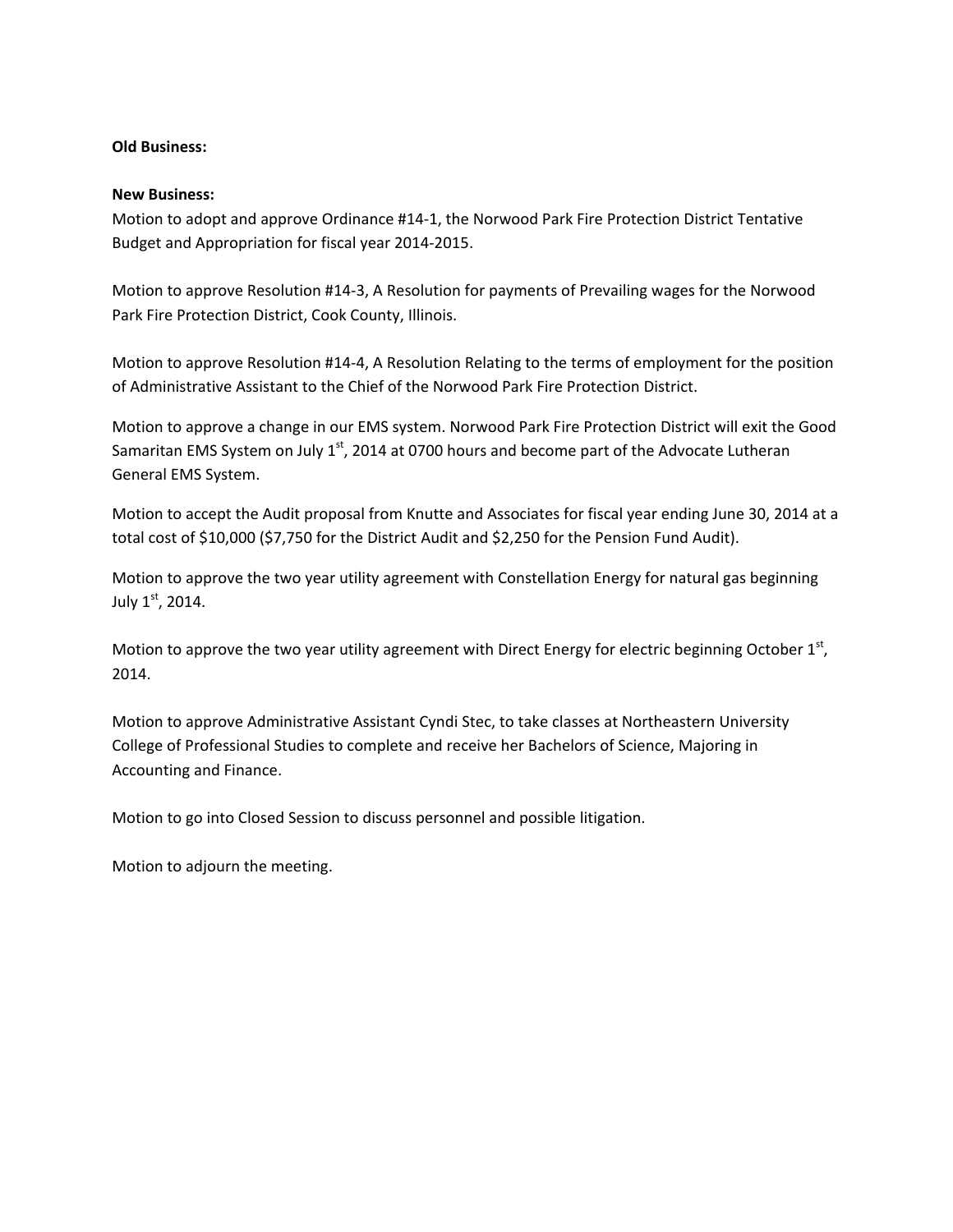**Old Business:**

**New Business:**

Motion to adopt and approve Ordinance #14-1, the Norwood Park Fire Protection District Tentative Budget and Appropriation for fiscal year 2014-2015.

Motion to approve Resolution #14-3, A Resolution for payments of Prevailing wages for the Norwood Park Fire Protection District, Cook County, Illinois.

Motion to approve Resolution #14-4, A Resolution Relating to the terms of employment for the position of Administrative Assistant to the Chief of the Norwood Park Fire Protection District.

Motion to approve a change in our EMS system. Norwood Park Fire Protection District will exit the Good Samaritan EMS System on July 1st, 2014 at 0700 hours and become part of the Advocate Lutheran General EMS System.

Motion to accept the Audit proposal from Knutte and Associates for fiscal year ending June 30, 2014 at a total cost of $10,000 ($7,750 for the District Audit and $2,250 for the Pension Fund Audit).

Motion to approve the two year utility agreement with Constellation Energy for natural gas beginning July 1st, 2014.

Motion to approve the two year utility agreement with Direct Energy for electric beginning October 1st, 2014.

Motion to approve Administrative Assistant Cyndi Stec, to take classes at Northeastern University College of Professional Studies to complete and receive her Bachelors of Science, Majoring in Accounting and Finance.

Motion to go into Closed Session to discuss personnel and possible litigation.

Motion to adjourn the meeting.